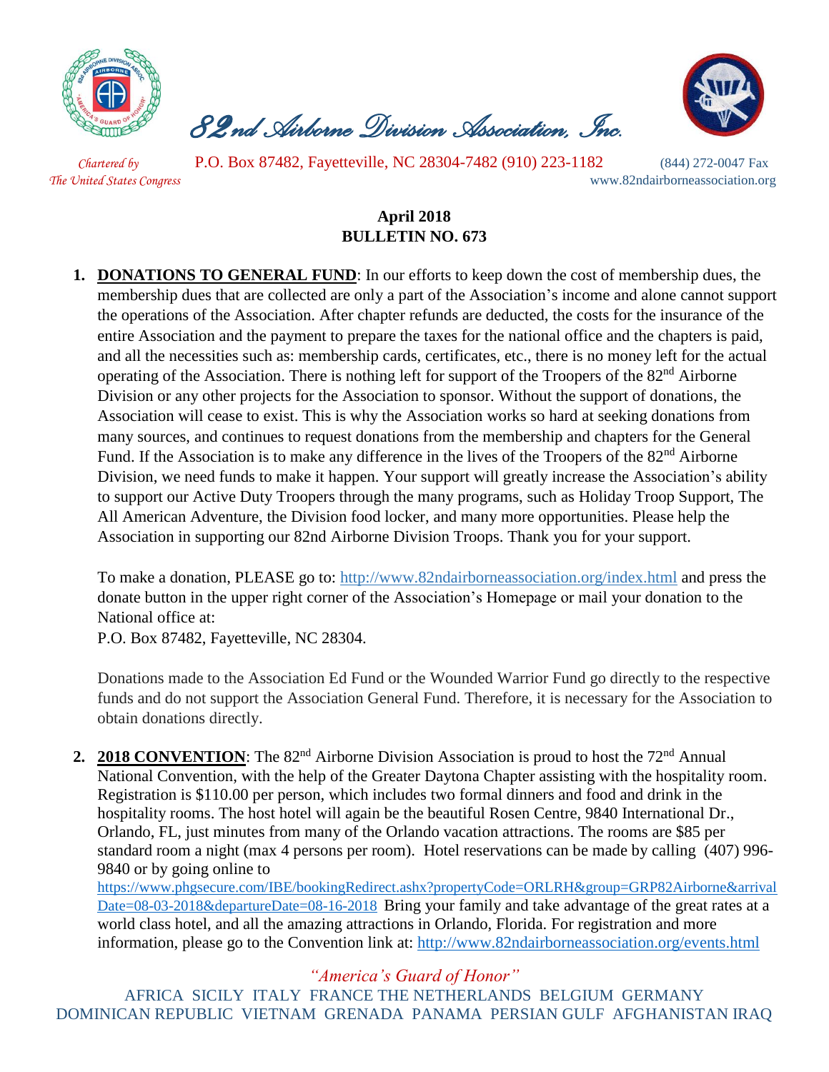# *82nd Airborne Division Association, Inc.*

*Chartered by The United States Congress*

P.O. Box 87482, Fayetteville, NC 28304-7482 (910) 223-1182 (844) 272-0047 Fax

www.82ndairborneassociation.org

**April 2018**
**BULLETIN NO. 673**

1. **DONATIONS TO GENERAL FUND**: In our efforts to keep down the cost of membership dues, the membership dues that are collected are only a part of the Association's income and alone cannot support the operations of the Association. After chapter refunds are deducted, the costs for the insurance of the entire Association and the payment to prepare the taxes for the national office and the chapters is paid, and all the necessities such as: membership cards, certificates, etc., there is no money left for the actual operating of the Association. There is nothing left for support of the Troopers of the 82nd Airborne Division or any other projects for the Association to sponsor. Without the support of donations, the Association will cease to exist. This is why the Association works so hard at seeking donations from many sources, and continues to request donations from the membership and chapters for the General Fund. If the Association is to make any difference in the lives of the Troopers of the 82nd Airborne Division, we need funds to make it happen. Your support will greatly increase the Association's ability to support our Active Duty Troopers through the many programs, such as Holiday Troop Support, The All American Adventure, the Division food locker, and many more opportunities. Please help the Association in supporting our 82nd Airborne Division Troops. Thank you for your support.

   To make a donation, PLEASE go to: http://www.82ndairborneassociation.org/index.html and press the donate button in the upper right corner of the Association's Homepage or mail your donation to the National office at:
   P.O. Box 87482, Fayetteville, NC 28304.

   Donations made to the Association Ed Fund or the Wounded Warrior Fund go directly to the respective funds and do not support the Association General Fund. Therefore, it is necessary for the Association to obtain donations directly.

2. **2018 CONVENTION**: The 82nd Airborne Division Association is proud to host the 72nd Annual National Convention, with the help of the Greater Daytona Chapter assisting with the hospitality room. Registration is $110.00 per person, which includes two formal dinners and food and drink in the hospitality rooms. The host hotel will again be the beautiful Rosen Centre, 9840 International Dr., Orlando, FL, just minutes from many of the Orlando vacation attractions. The rooms are $85 per standard room a night (max 4 persons per room). Hotel reservations can be made by calling (407) 996-9840 or by going online to https://www.phgsecure.com/IBE/bookingRedirect.ashx?propertyCode=ORLRH&group=GRP82Airborne&arrivalDate=08-03-2018&departureDate=08-16-2018 Bring your family and take advantage of the great rates at a world class hotel, and all the amazing attractions in Orlando, Florida. For registration and more information, please go to the Convention link at: http://www.82ndairborneassociation.org/events.html

*"America's Guard of Honor"*

AFRICA SICILY ITALY FRANCE THE NETHERLANDS BELGIUM GERMANY DOMINICAN REPUBLIC VIETNAM GRENADA PANAMA PERSIAN GULF AFGHANISTAN IRAQ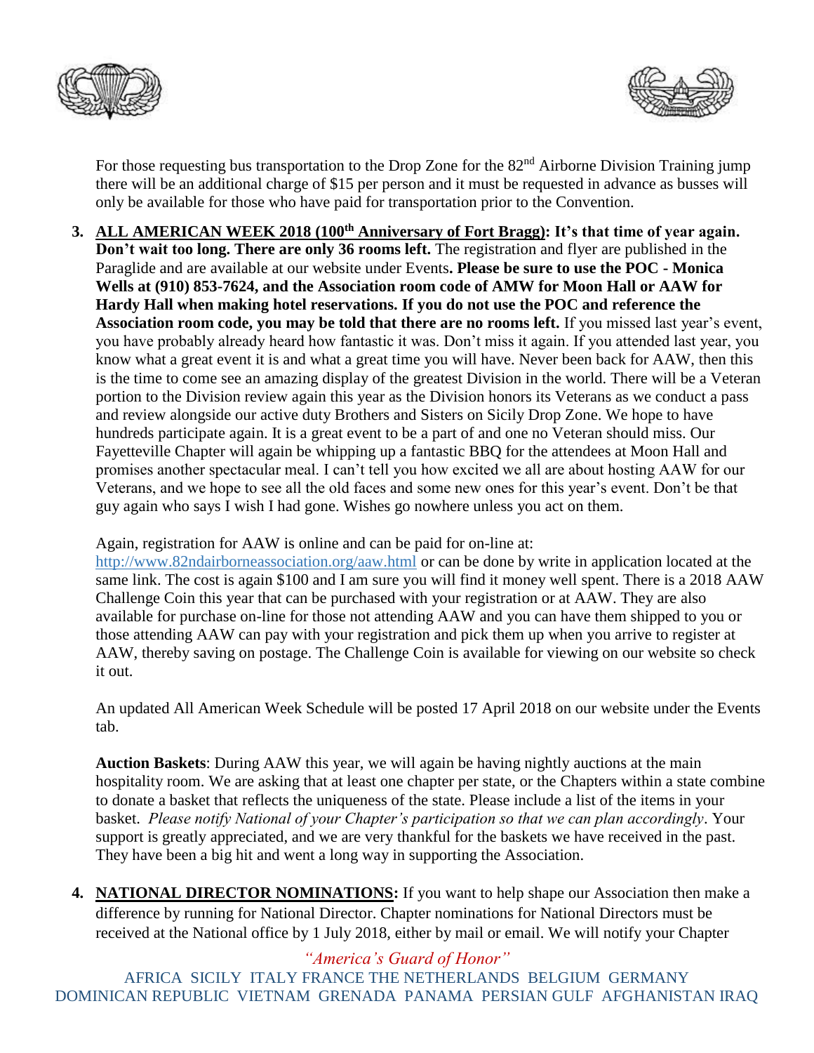For those requesting bus transportation to the Drop Zone for the 82nd Airborne Division Training jump there will be an additional charge of $15 per person and it must be requested in advance as busses will only be available for those who have paid for transportation prior to the Convention.

3. **ALL AMERICAN WEEK 2018 (100th Anniversary of Fort Bragg): It's that time of year again. Don't wait too long. There are only 36 rooms left.** The registration and flyer are published in the Paraglide and are available at our website under Events**. Please be sure to use the POC - Monica Wells at (910) 853-7624, and the Association room code of AMW for Moon Hall or AAW for Hardy Hall when making hotel reservations. If you do not use the POC and reference the Association room code, you may be told that there are no rooms left.** If you missed last year's event, you have probably already heard how fantastic it was. Don't miss it again. If you attended last year, you know what a great event it is and what a great time you will have. Never been back for AAW, then this is the time to come see an amazing display of the greatest Division in the world. There will be a Veteran portion to the Division review again this year as the Division honors its Veterans as we conduct a pass and review alongside our active duty Brothers and Sisters on Sicily Drop Zone. We hope to have hundreds participate again. It is a great event to be a part of and one no Veteran should miss. Our Fayetteville Chapter will again be whipping up a fantastic BBQ for the attendees at Moon Hall and promises another spectacular meal. I can't tell you how excited we all are about hosting AAW for our Veterans, and we hope to see all the old faces and some new ones for this year's event. Don't be that guy again who says I wish I had gone. Wishes go nowhere unless you act on them.

   Again, registration for AAW is online and can be paid for on-line at: http://www.82ndairborneassociation.org/aaw.html or can be done by write in application located at the same link. The cost is again $100 and I am sure you will find it money well spent. There is a 2018 AAW Challenge Coin this year that can be purchased with your registration or at AAW. They are also available for purchase on-line for those not attending AAW and you can have them shipped to you or those attending AAW can pay with your registration and pick them up when you arrive to register at AAW, thereby saving on postage. The Challenge Coin is available for viewing on our website so check it out.

   An updated All American Week Schedule will be posted 17 April 2018 on our website under the Events tab.

   **Auction Baskets**: During AAW this year, we will again be having nightly auctions at the main hospitality room. We are asking that at least one chapter per state, or the Chapters within a state combine to donate a basket that reflects the uniqueness of the state. Please include a list of the items in your basket. *Please notify National of your Chapter's participation so that we can plan accordingly*. Your support is greatly appreciated, and we are very thankful for the baskets we have received in the past. They have been a big hit and went a long way in supporting the Association.

4. **NATIONAL DIRECTOR NOMINATIONS:** If you want to help shape our Association then make a difference by running for National Director. Chapter nominations for National Directors must be received at the National office by 1 July 2018, either by mail or email. We will notify your Chapter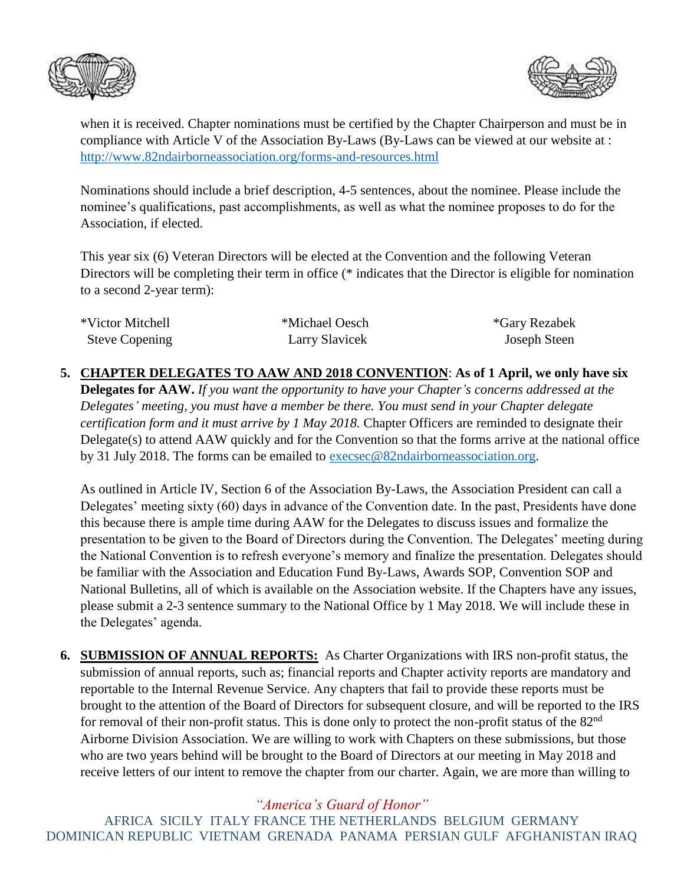when it is received. Chapter nominations must be certified by the Chapter Chairperson and must be in compliance with Article V of the Association By-Laws (By-Laws can be viewed at our website at : http://www.82ndairborneassociation.org/forms-and-resources.html

Nominations should include a brief description, 4-5 sentences, about the nominee. Please include the nominee's qualifications, past accomplishments, as well as what the nominee proposes to do for the Association, if elected.

This year six (6) Veteran Directors will be elected at the Convention and the following Veteran Directors will be completing their term in office (* indicates that the Director is eligible for nomination to a second 2-year term):

| | | |
|---|---|---|
| *Victor Mitchell | *Michael Oesch | *Gary Rezabek |
| Steve Copening | Larry Slavicek | Joseph Steen |

5. **<u>CHAPTER DELEGATES TO AAW AND 2018 CONVENTION</u>**: **As of 1 April, we only have six Delegates for AAW.** *If you want the opportunity to have your Chapter's concerns addressed at the Delegates' meeting, you must have a member be there. You must send in your Chapter delegate certification form and it must arrive by 1 May 2018.* Chapter Officers are reminded to designate their Delegate(s) to attend AAW quickly and for the Convention so that the forms arrive at the national office by 31 July 2018. The forms can be emailed to execsec@82ndairborneassociation.org.

   As outlined in Article IV, Section 6 of the Association By-Laws, the Association President can call a Delegates' meeting sixty (60) days in advance of the Convention date. In the past, Presidents have done this because there is ample time during AAW for the Delegates to discuss issues and formalize the presentation to be given to the Board of Directors during the Convention. The Delegates' meeting during the National Convention is to refresh everyone's memory and finalize the presentation. Delegates should be familiar with the Association and Education Fund By-Laws, Awards SOP, Convention SOP and National Bulletins, all of which is available on the Association website. If the Chapters have any issues, please submit a 2-3 sentence summary to the National Office by 1 May 2018. We will include these in the Delegates' agenda.

6. **<u>SUBMISSION OF ANNUAL REPORTS:</u>** As Charter Organizations with IRS non-profit status, the submission of annual reports, such as; financial reports and Chapter activity reports are mandatory and reportable to the Internal Revenue Service. Any chapters that fail to provide these reports must be brought to the attention of the Board of Directors for subsequent closure, and will be reported to the IRS for removal of their non-profit status. This is done only to protect the non-profit status of the 82nd Airborne Division Association. We are willing to work with Chapters on these submissions, but those who are two years behind will be brought to the Board of Directors at our meeting in May 2018 and receive letters of our intent to remove the chapter from our charter. Again, we are more than willing to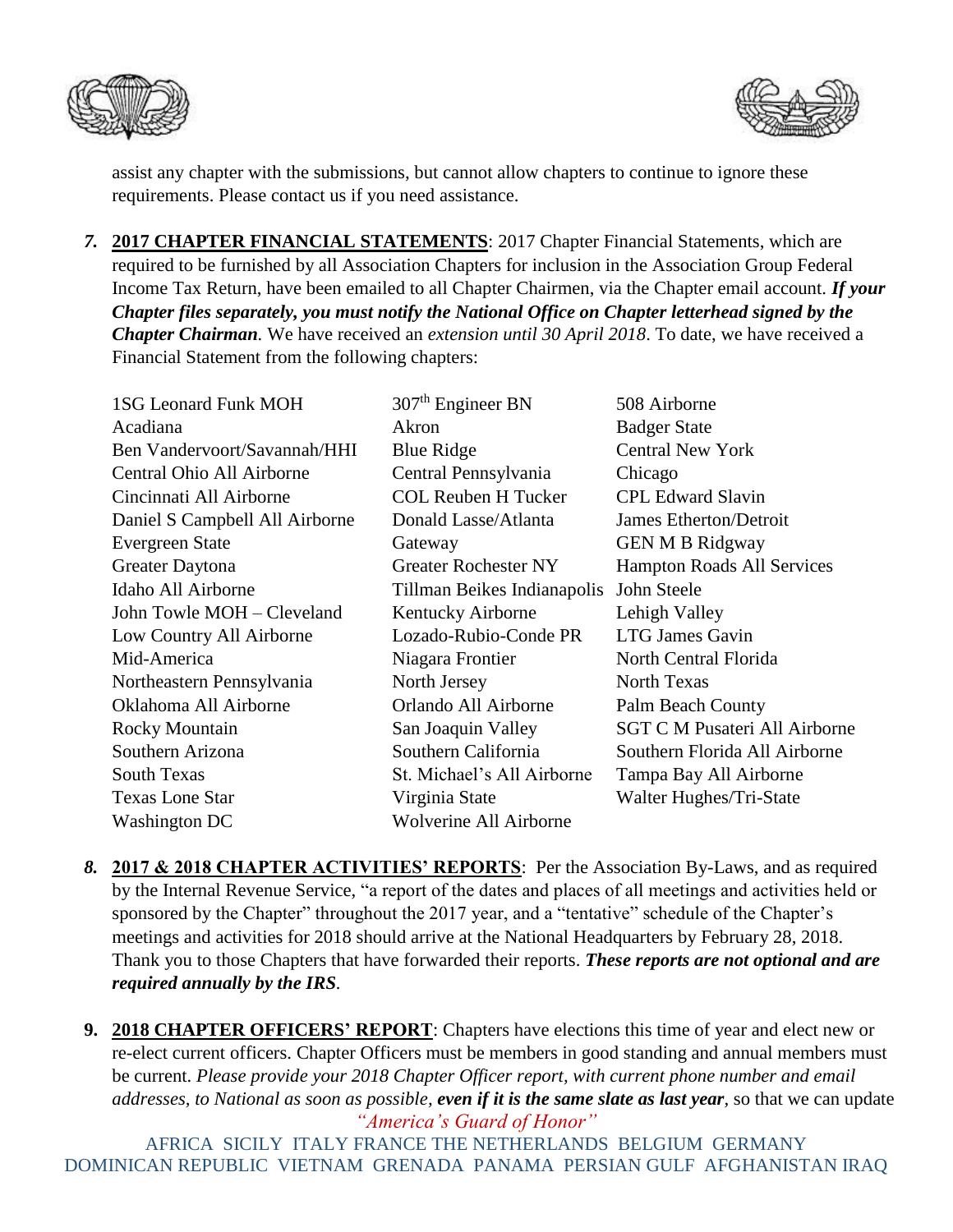assist any chapter with the submissions, but cannot allow chapters to continue to ignore these requirements. Please contact us if you need assistance.

*7.* **2017 CHAPTER FINANCIAL STATEMENTS**: 2017 Chapter Financial Statements, which are required to be furnished by all Association Chapters for inclusion in the Association Group Federal Income Tax Return, have been emailed to all Chapter Chairmen, via the Chapter email account. ***If your Chapter files separately, you must notify the National Office on Chapter letterhead signed by the Chapter Chairman***. We have received an *extension until 30 April 2018*. To date, we have received a Financial Statement from the following chapters:

| | | |
|---|---|---|
| 1SG Leonard Funk MOH | 307th Engineer BN | 508 Airborne |
| Acadiana | Akron | Badger State |
| Ben Vandervoort/Savannah/HHI | Blue Ridge | Central New York |
| Central Ohio All Airborne | Central Pennsylvania | Chicago |
| Cincinnati All Airborne | COL Reuben H Tucker | CPL Edward Slavin |
| Daniel S Campbell All Airborne | Donald Lasse/Atlanta | James Etherton/Detroit |
| Evergreen State | Gateway | GEN M B Ridgway |
| Greater Daytona | Greater Rochester NY | Hampton Roads All Services |
| Idaho All Airborne | Tillman Beikes Indianapolis | John Steele |
| John Towle MOH – Cleveland | Kentucky Airborne | Lehigh Valley |
| Low Country All Airborne | Lozado-Rubio-Conde PR | LTG James Gavin |
| Mid-America | Niagara Frontier | North Central Florida |
| Northeastern Pennsylvania | North Jersey | North Texas |
| Oklahoma All Airborne | Orlando All Airborne | Palm Beach County |
| Rocky Mountain | San Joaquin Valley | SGT C M Pusateri All Airborne |
| Southern Arizona | Southern California | Southern Florida All Airborne |
| South Texas | St. Michael's All Airborne | Tampa Bay All Airborne |
| Texas Lone Star | Virginia State | Walter Hughes/Tri-State |
| Washington DC | Wolverine All Airborne | |

*8.* **2017 & 2018 CHAPTER ACTIVITIES' REPORTS**: Per the Association By-Laws, and as required by the Internal Revenue Service, "a report of the dates and places of all meetings and activities held or sponsored by the Chapter" throughout the 2017 year, and a "tentative" schedule of the Chapter's meetings and activities for 2018 should arrive at the National Headquarters by February 28, 2018. Thank you to those Chapters that have forwarded their reports. ***These reports are not optional and are required annually by the IRS***.

**9.** **2018 CHAPTER OFFICERS' REPORT**: Chapters have elections this time of year and elect new or re-elect current officers. Chapter Officers must be members in good standing and annual members must be current. *Please provide your 2018 Chapter Officer report, with current phone number and email addresses, to National as soon as possible,* ***even if it is the same slate as last year***, so that we can update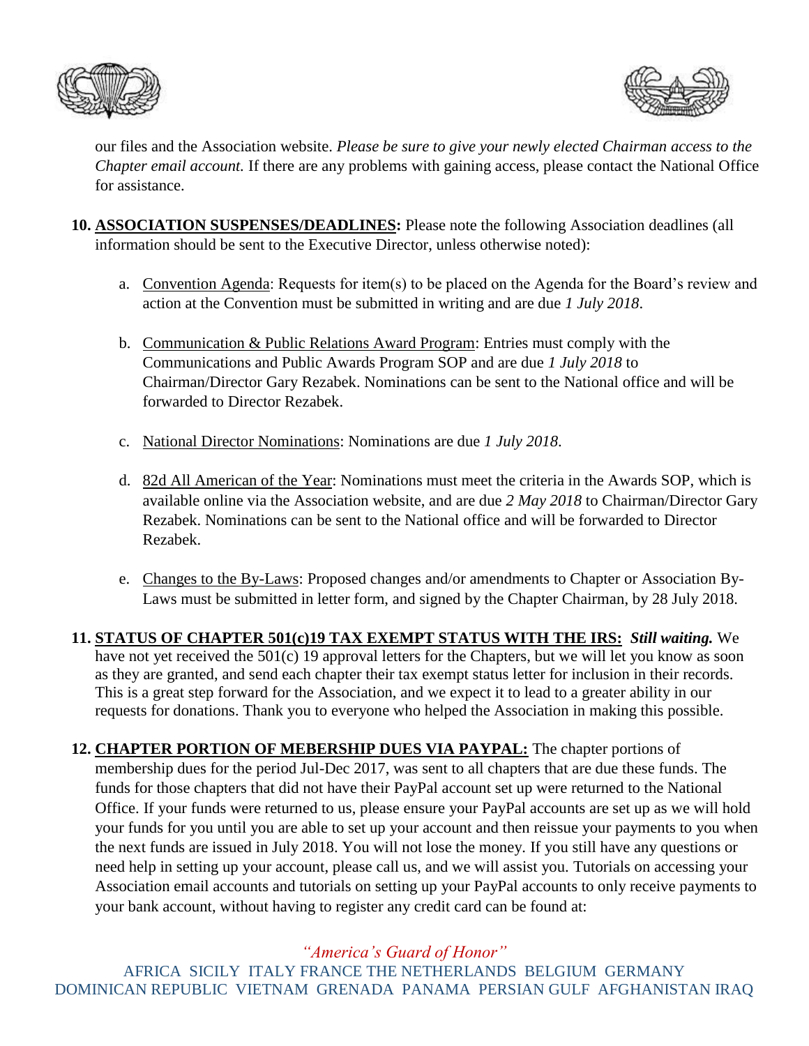our files and the Association website. *Please be sure to give your newly elected Chairman access to the Chapter email account.* If there are any problems with gaining access, please contact the National Office for assistance.

10. **ASSOCIATION SUSPENSES/DEADLINES:** Please note the following Association deadlines (all information should be sent to the Executive Director, unless otherwise noted):

    a. Convention Agenda: Requests for item(s) to be placed on the Agenda for the Board's review and action at the Convention must be submitted in writing and are due *1 July 2018*.

    b. Communication & Public Relations Award Program: Entries must comply with the Communications and Public Awards Program SOP and are due *1 July 2018* to Chairman/Director Gary Rezabek. Nominations can be sent to the National office and will be forwarded to Director Rezabek.

    c. National Director Nominations: Nominations are due *1 July 2018*.

    d. 82d All American of the Year: Nominations must meet the criteria in the Awards SOP, which is available online via the Association website, and are due *2 May 2018* to Chairman/Director Gary Rezabek. Nominations can be sent to the National office and will be forwarded to Director Rezabek.

    e. Changes to the By-Laws: Proposed changes and/or amendments to Chapter or Association By-Laws must be submitted in letter form, and signed by the Chapter Chairman, by 28 July 2018.

11. **STATUS OF CHAPTER 501(c)19 TAX EXEMPT STATUS WITH THE IRS:** ***Still waiting.*** We have not yet received the 501(c) 19 approval letters for the Chapters, but we will let you know as soon as they are granted, and send each chapter their tax exempt status letter for inclusion in their records. This is a great step forward for the Association, and we expect it to lead to a greater ability in our requests for donations. Thank you to everyone who helped the Association in making this possible.

12. **CHAPTER PORTION OF MEBERSHIP DUES VIA PAYPAL:** The chapter portions of membership dues for the period Jul-Dec 2017, was sent to all chapters that are due these funds. The funds for those chapters that did not have their PayPal account set up were returned to the National Office. If your funds were returned to us, please ensure your PayPal accounts are set up as we will hold your funds for you until you are able to set up your account and then reissue your payments to you when the next funds are issued in July 2018. You will not lose the money. If you still have any questions or need help in setting up your account, please call us, and we will assist you. Tutorials on accessing your Association email accounts and tutorials on setting up your PayPal accounts to only receive payments to your bank account, without having to register any credit card can be found at: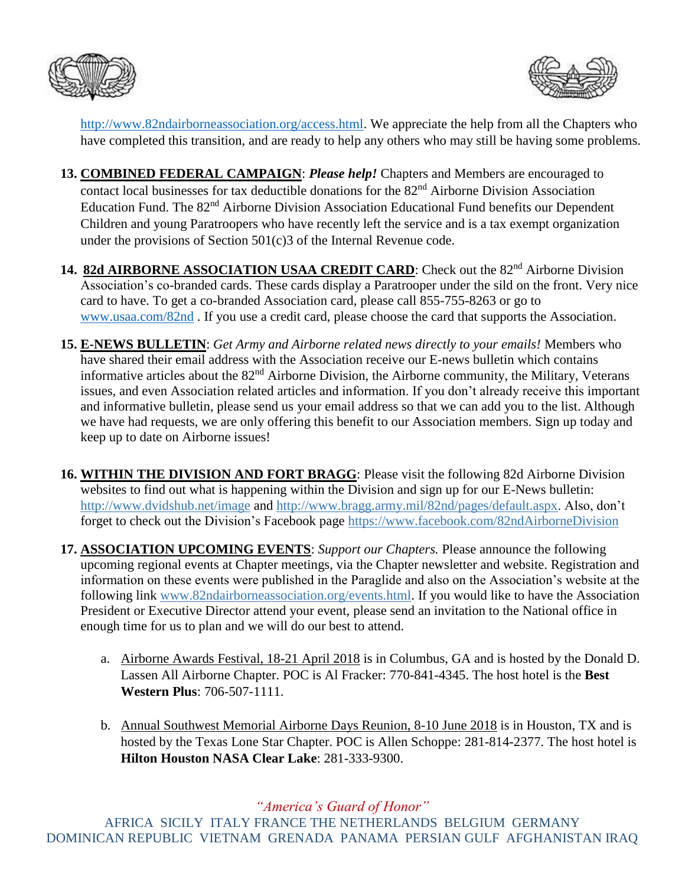http://www.82ndairborneassociation.org/access.html. We appreciate the help from all the Chapters who have completed this transition, and are ready to help any others who may still be having some problems.

13. **COMBINED FEDERAL CAMPAIGN**: ***Please help!*** Chapters and Members are encouraged to contact local businesses for tax deductible donations for the 82nd Airborne Division Association Education Fund. The 82nd Airborne Division Association Educational Fund benefits our Dependent Children and young Paratroopers who have recently left the service and is a tax exempt organization under the provisions of Section 501(c)3 of the Internal Revenue code.

14. **82d AIRBORNE ASSOCIATION USAA CREDIT CARD**: Check out the 82nd Airborne Division Association's co-branded cards. These cards display a Paratrooper under the sild on the front. Very nice card to have. To get a co-branded Association card, please call 855-755-8263 or go to www.usaa.com/82nd . If you use a credit card, please choose the card that supports the Association.

15. **E-NEWS BULLETIN**: *Get Army and Airborne related news directly to your emails!* Members who have shared their email address with the Association receive our E-news bulletin which contains informative articles about the 82nd Airborne Division, the Airborne community, the Military, Veterans issues, and even Association related articles and information. If you don't already receive this important and informative bulletin, please send us your email address so that we can add you to the list. Although we have had requests, we are only offering this benefit to our Association members. Sign up today and keep up to date on Airborne issues!

16. **WITHIN THE DIVISION AND FORT BRAGG**: Please visit the following 82d Airborne Division websites to find out what is happening within the Division and sign up for our E-News bulletin: http://www.dvidshub.net/image and http://www.bragg.army.mil/82nd/pages/default.aspx. Also, don't forget to check out the Division's Facebook page https://www.facebook.com/82ndAirborneDivision

17. **ASSOCIATION UPCOMING EVENTS**: *Support our Chapters.* Please announce the following upcoming regional events at Chapter meetings, via the Chapter newsletter and website. Registration and information on these events were published in the Paraglide and also on the Association's website at the following link www.82ndairborneassociation.org/events.html. If you would like to have the Association President or Executive Director attend your event, please send an invitation to the National office in enough time for us to plan and we will do our best to attend.

    a. Airborne Awards Festival, 18-21 April 2018 is in Columbus, GA and is hosted by the Donald D. Lassen All Airborne Chapter. POC is Al Fracker: 770-841-4345. The host hotel is the **Best Western Plus**: 706-507-1111.

    b. Annual Southwest Memorial Airborne Days Reunion, 8-10 June 2018 is in Houston, TX and is hosted by the Texas Lone Star Chapter. POC is Allen Schoppe: 281-814-2377. The host hotel is **Hilton Houston NASA Clear Lake**: 281-333-9300.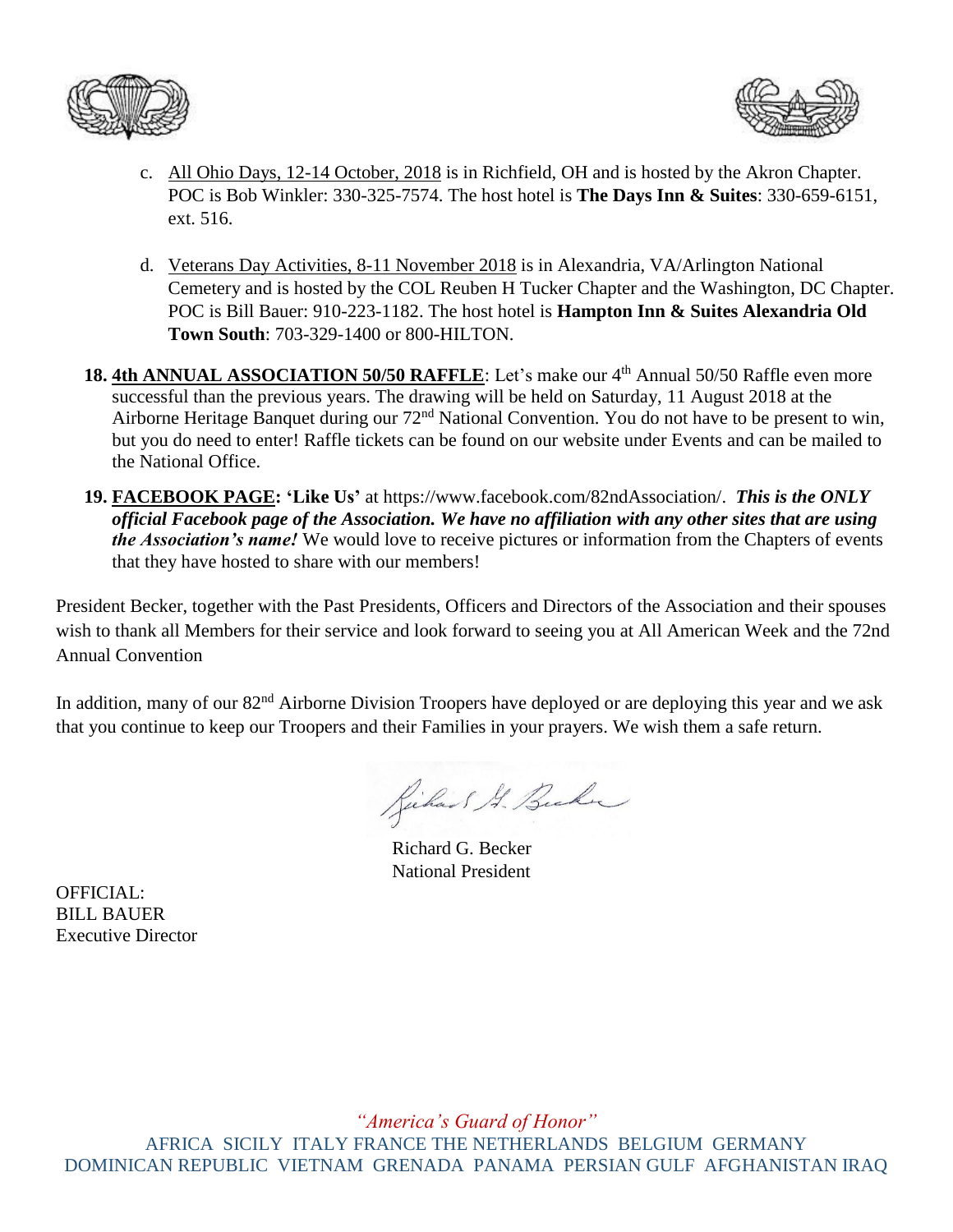c. All Ohio Days, 12-14 October, 2018 is in Richfield, OH and is hosted by the Akron Chapter. POC is Bob Winkler: 330-325-7574. The host hotel is **The Days Inn & Suites**: 330-659-6151, ext. 516.

d. Veterans Day Activities, 8-11 November 2018 is in Alexandria, VA/Arlington National Cemetery and is hosted by the COL Reuben H Tucker Chapter and the Washington, DC Chapter. POC is Bill Bauer: 910-223-1182. The host hotel is **Hampton Inn & Suites Alexandria Old Town South**: 703-329-1400 or 800-HILTON.

18. **4th ANNUAL ASSOCIATION 50/50 RAFFLE**: Let's make our 4th Annual 50/50 Raffle even more successful than the previous years. The drawing will be held on Saturday, 11 August 2018 at the Airborne Heritage Banquet during our 72nd National Convention. You do not have to be present to win, but you do need to enter! Raffle tickets can be found on our website under Events and can be mailed to the National Office.

19. **FACEBOOK PAGE: 'Like Us'** at https://www.facebook.com/82ndAssociation/. ***This is the ONLY official Facebook page of the Association. We have no affiliation with any other sites that are using the Association's name!*** We would love to receive pictures or information from the Chapters of events that they have hosted to share with our members!

President Becker, together with the Past Presidents, Officers and Directors of the Association and their spouses wish to thank all Members for their service and look forward to seeing you at All American Week and the 72nd Annual Convention

In addition, many of our 82nd Airborne Division Troopers have deployed or are deploying this year and we ask that you continue to keep our Troopers and their Families in your prayers. We wish them a safe return.

Richard G. Becker
National President

OFFICIAL:
BILL BAUER
Executive Director

*"America's Guard of Honor"*

AFRICA SICILY ITALY FRANCE THE NETHERLANDS BELGIUM GERMANY DOMINICAN REPUBLIC VIETNAM GRENADA PANAMA PERSIAN GULF AFGHANISTAN IRAQ